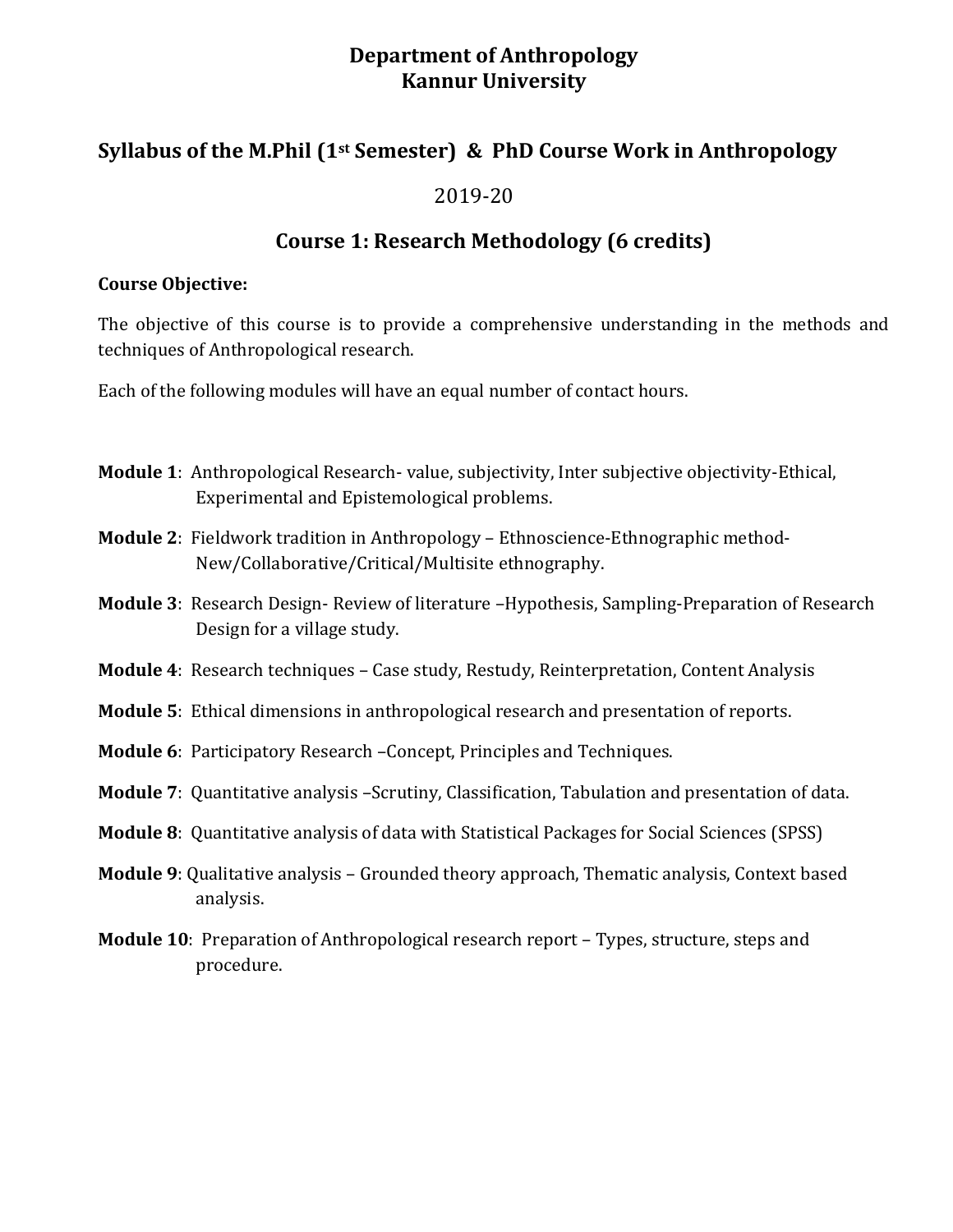# Department of Anthropology
# Kannur University

## Syllabus of the M.Phil (1st Semester) & PhD Course Work in Anthropology

2019-20

## Course 1: Research Methodology (6 credits)

**Course Objective:**

The objective of this course is to provide a comprehensive understanding in the methods and techniques of Anthropological research.

Each of the following modules will have an equal number of contact hours.

**Module 1**: Anthropological Research- value, subjectivity, Inter subjective objectivity-Ethical, Experimental and Epistemological problems.

**Module 2**: Fieldwork tradition in Anthropology – Ethnoscience-Ethnographic method-New/Collaborative/Critical/Multisite ethnography.

**Module 3**: Research Design- Review of literature –Hypothesis, Sampling-Preparation of Research Design for a village study.

**Module 4**: Research techniques – Case study, Restudy, Reinterpretation, Content Analysis

**Module 5**: Ethical dimensions in anthropological research and presentation of reports.

**Module 6**: Participatory Research –Concept, Principles and Techniques.

**Module 7**: Quantitative analysis –Scrutiny, Classification, Tabulation and presentation of data.

**Module 8**: Quantitative analysis of data with Statistical Packages for Social Sciences (SPSS)

**Module 9**: Qualitative analysis – Grounded theory approach, Thematic analysis, Context based analysis.

**Module 10**: Preparation of Anthropological research report – Types, structure, steps and procedure.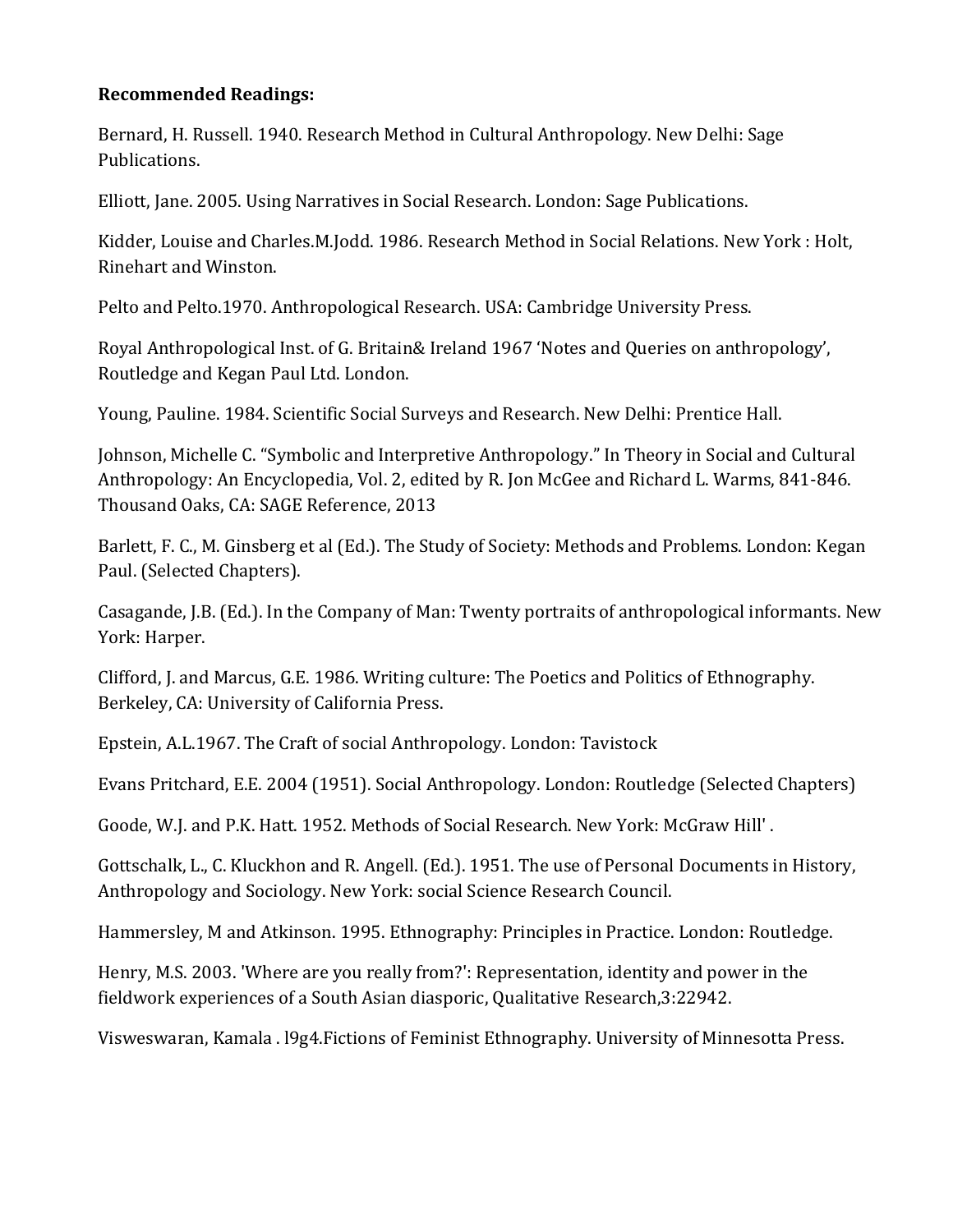**Recommended Readings:**

Bernard, H. Russell. 1940. Research Method in Cultural Anthropology. New Delhi: Sage Publications.

Elliott, Jane. 2005. Using Narratives in Social Research. London: Sage Publications.

Kidder, Louise and Charles.M.Jodd. 1986. Research Method in Social Relations. New York : Holt, Rinehart and Winston.

Pelto and Pelto.1970. Anthropological Research. USA: Cambridge University Press.

Royal Anthropological Inst. of G. Britain& Ireland 1967 'Notes and Queries on anthropology', Routledge and Kegan Paul Ltd. London.

Young, Pauline. 1984. Scientific Social Surveys and Research. New Delhi: Prentice Hall.

Johnson, Michelle C. "Symbolic and Interpretive Anthropology." In Theory in Social and Cultural Anthropology: An Encyclopedia, Vol. 2, edited by R. Jon McGee and Richard L. Warms, 841-846. Thousand Oaks, CA: SAGE Reference, 2013

Barlett, F. C., M. Ginsberg et al (Ed.). The Study of Society: Methods and Problems. London: Kegan Paul. (Selected Chapters).

Casagande, J.B. (Ed.). In the Company of Man: Twenty portraits of anthropological informants. New York: Harper.

Clifford, J. and Marcus, G.E. 1986. Writing culture: The Poetics and Politics of Ethnography. Berkeley, CA: University of California Press.

Epstein, A.L.1967. The Craft of social Anthropology. London: Tavistock

Evans Pritchard, E.E. 2004 (1951). Social Anthropology. London: Routledge (Selected Chapters)

Goode, W.J. and P.K. Hatt. 1952. Methods of Social Research. New York: McGraw Hill' .

Gottschalk, L., C. Kluckhon and R. Angell. (Ed.). 1951. The use of Personal Documents in History, Anthropology and Sociology. New York: social Science Research Council.

Hammersley, M and Atkinson. 1995. Ethnography: Principles in Practice. London: Routledge.

Henry, M.S. 2003. 'Where are you really from?': Representation, identity and power in the fieldwork experiences of a South Asian diasporic, Qualitative Research,3:22942.

Visweswaran, Kamala . l9g4.Fictions of Feminist Ethnography. University of Minnesotta Press.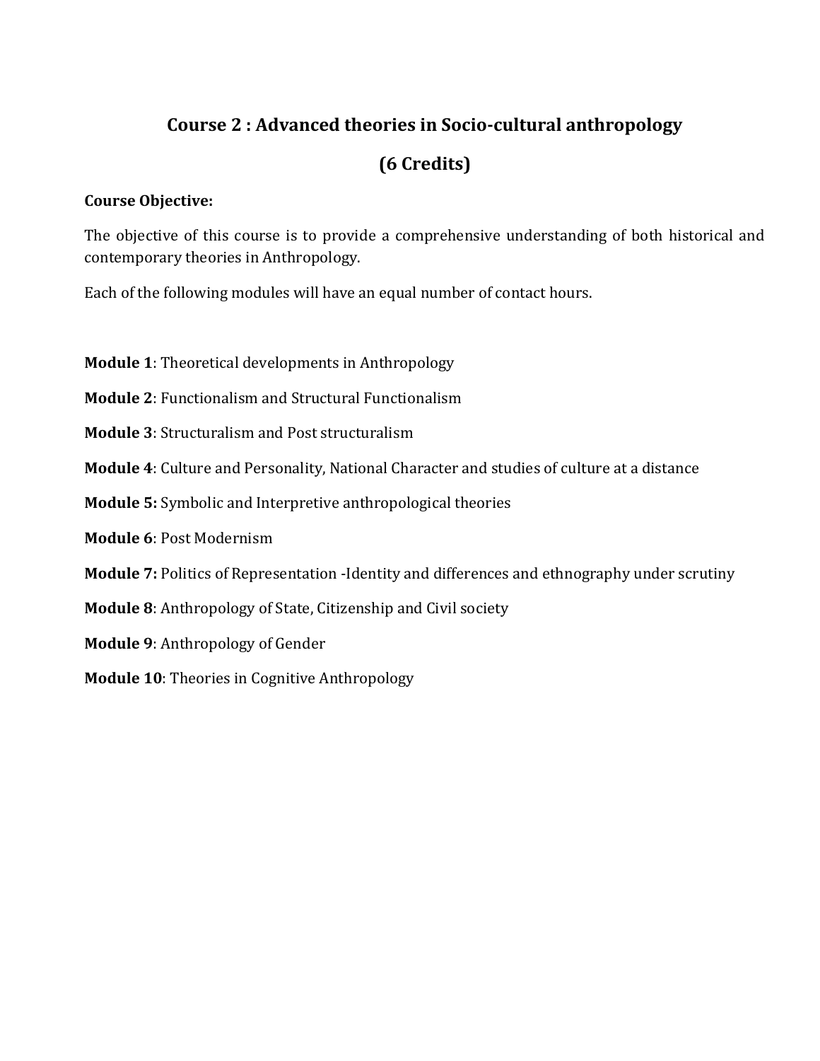## Course 2 : Advanced theories in Socio-cultural anthropology

## (6 Credits)

**Course Objective:**

The objective of this course is to provide a comprehensive understanding of both historical and contemporary theories in Anthropology.

Each of the following modules will have an equal number of contact hours.

**Module 1**: Theoretical developments in Anthropology

**Module 2**: Functionalism and Structural Functionalism

**Module 3**: Structuralism and Post structuralism

**Module 4**: Culture and Personality, National Character and studies of culture at a distance

**Module 5:** Symbolic and Interpretive anthropological theories

**Module 6**: Post Modernism

**Module 7:** Politics of Representation -Identity and differences and ethnography under scrutiny

**Module 8**: Anthropology of State, Citizenship and Civil society

**Module 9**: Anthropology of Gender

**Module 10**: Theories in Cognitive Anthropology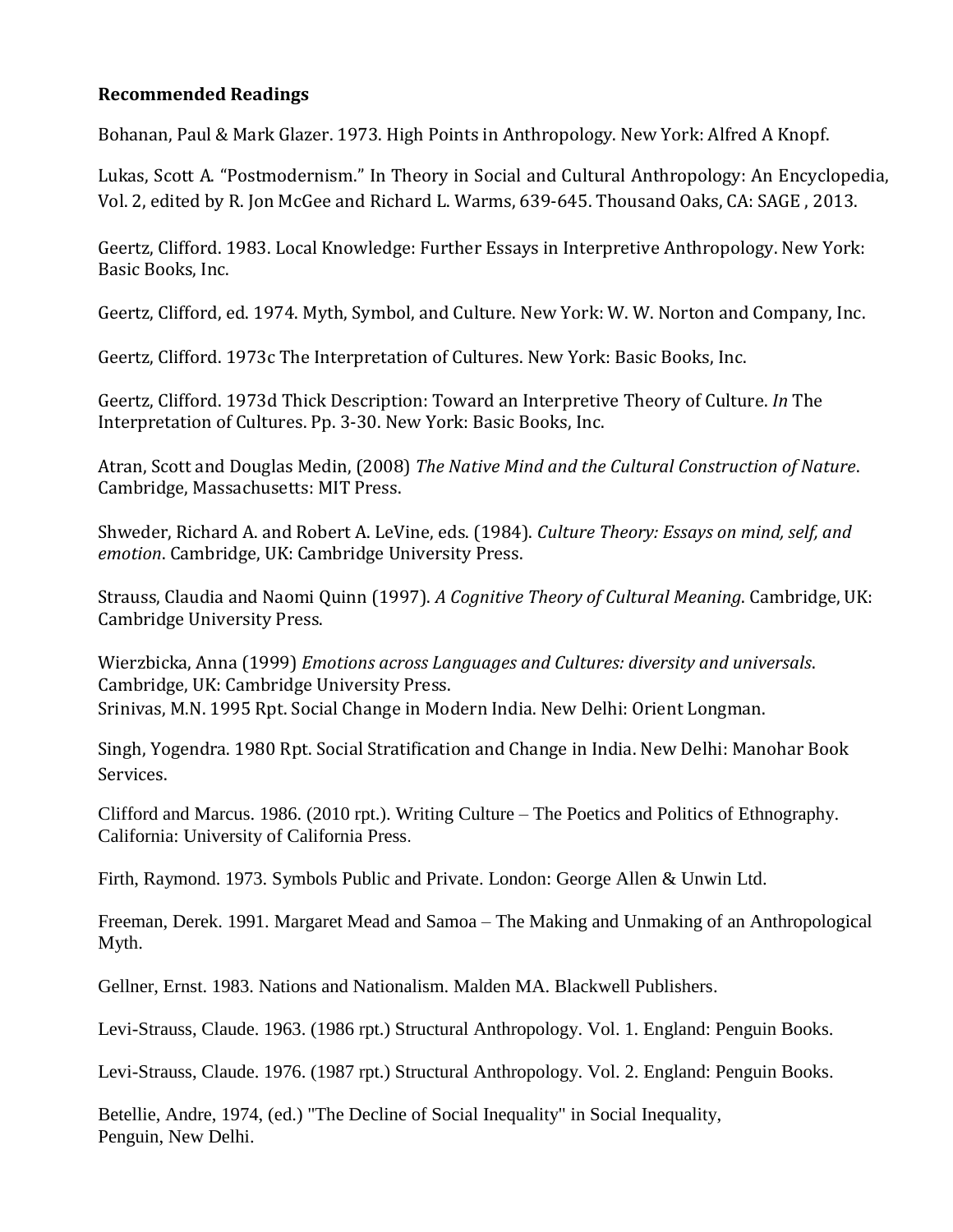**Recommended Readings**

Bohanan, Paul & Mark Glazer. 1973. High Points in Anthropology. New York: Alfred A Knopf.

Lukas, Scott A. "Postmodernism." In Theory in Social and Cultural Anthropology: An Encyclopedia, Vol. 2, edited by R. Jon McGee and Richard L. Warms, 639-645. Thousand Oaks, CA: SAGE , 2013.

Geertz, Clifford. 1983. Local Knowledge: Further Essays in Interpretive Anthropology. New York: Basic Books, Inc.

Geertz, Clifford, ed. 1974. Myth, Symbol, and Culture. New York: W. W. Norton and Company, Inc.

Geertz, Clifford. 1973c The Interpretation of Cultures. New York: Basic Books, Inc.

Geertz, Clifford. 1973d Thick Description: Toward an Interpretive Theory of Culture. *In* The Interpretation of Cultures. Pp. 3-30. New York: Basic Books, Inc.

Atran, Scott and Douglas Medin, (2008) *The Native Mind and the Cultural Construction of Nature*. Cambridge, Massachusetts: MIT Press.

Shweder, Richard A. and Robert A. LeVine, eds. (1984). *Culture Theory: Essays on mind, self, and emotion*. Cambridge, UK: Cambridge University Press.

Strauss, Claudia and Naomi Quinn (1997). *A Cognitive Theory of Cultural Meaning*. Cambridge, UK: Cambridge University Press.

Wierzbicka, Anna (1999) *Emotions across Languages and Cultures: diversity and universals*. Cambridge, UK: Cambridge University Press.
Srinivas, M.N. 1995 Rpt. Social Change in Modern India. New Delhi: Orient Longman.

Singh, Yogendra. 1980 Rpt. Social Stratification and Change in India. New Delhi: Manohar Book Services.

Clifford and Marcus. 1986. (2010 rpt.). Writing Culture – The Poetics and Politics of Ethnography. California: University of California Press.

Firth, Raymond. 1973. Symbols Public and Private. London: George Allen & Unwin Ltd.

Freeman, Derek. 1991. Margaret Mead and Samoa – The Making and Unmaking of an Anthropological Myth.

Gellner, Ernst. 1983. Nations and Nationalism. Malden MA. Blackwell Publishers.

Levi-Strauss, Claude. 1963. (1986 rpt.) Structural Anthropology. Vol. 1. England: Penguin Books.

Levi-Strauss, Claude. 1976. (1987 rpt.) Structural Anthropology. Vol. 2. England: Penguin Books.

Betellie, Andre, 1974, (ed.) "The Decline of Social Inequality" in Social Inequality, Penguin, New Delhi.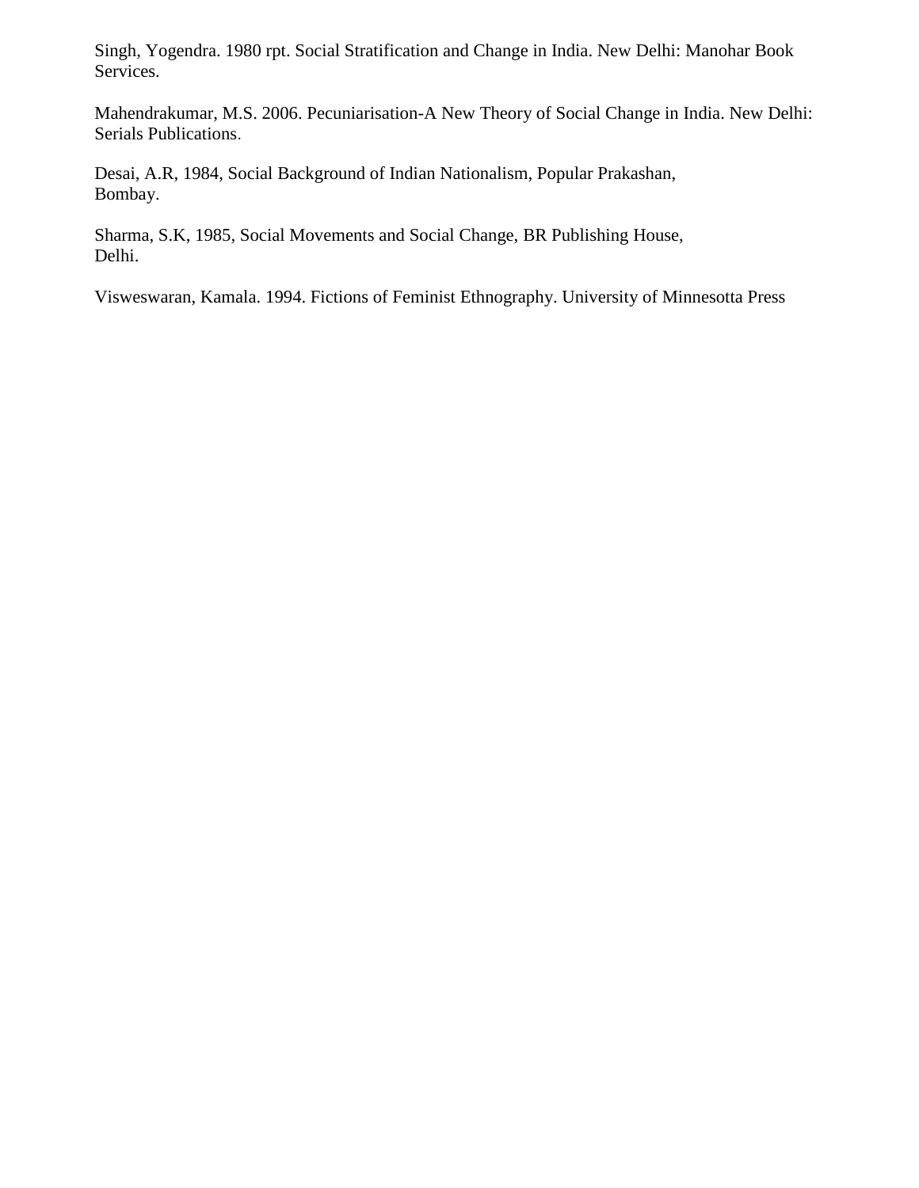Singh, Yogendra. 1980 rpt. Social Stratification and Change in India. New Delhi: Manohar Book Services.

Mahendrakumar, M.S. 2006. Pecuniarisation-A New Theory of Social Change in India. New Delhi: Serials Publications.

Desai, A.R, 1984, Social Background of Indian Nationalism, Popular Prakashan, Bombay.

Sharma, S.K, 1985, Social Movements and Social Change, BR Publishing House, Delhi.

Visweswaran, Kamala. 1994. Fictions of Feminist Ethnography. University of Minnesotta Press